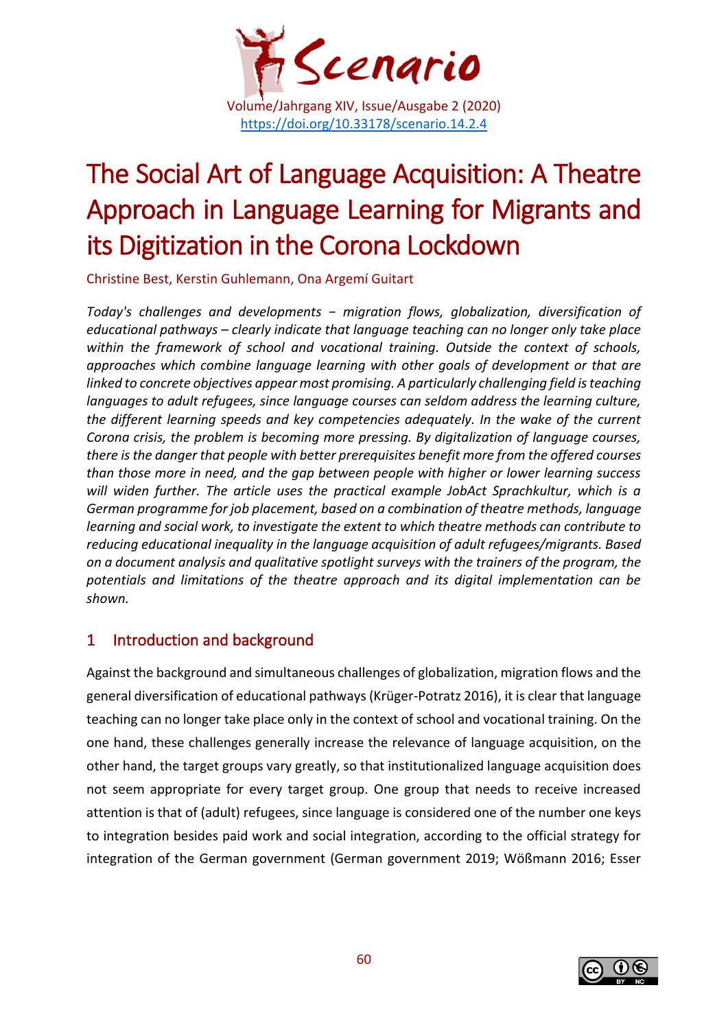# The Social Art of Language Acquisition: A Theatre Approach in Language Learning for Migrants and its Digitization in the Corona Lockdown

Christine Best, Kerstin Guhlemann, Ona Argemí Guitart

*Today's challenges and developments − migration flows, globalization, diversification of educational pathways – clearly indicate that language teaching can no longer only take place within the framework of school and vocational training. Outside the context of schools, approaches which combine language learning with other goals of development or that are linked to concrete objectives appear most promising. A particularly challenging field is teaching languages to adult refugees, since language courses can seldom address the learning culture, the different learning speeds and key competencies adequately. In the wake of the current Corona crisis, the problem is becoming more pressing. By digitalization of language courses, there is the danger that people with better prerequisites benefit more from the offered courses than those more in need, and the gap between people with higher or lower learning success will widen further. The article uses the practical example JobAct Sprachkultur, which is a German programme for job placement, based on a combination of theatre methods, language learning and social work, to investigate the extent to which theatre methods can contribute to reducing educational inequality in the language acquisition of adult refugees/migrants. Based on a document analysis and qualitative spotlight surveys with the trainers of the program, the potentials and limitations of the theatre approach and its digital implementation can be shown.*

## 1 Introduction and background

Against the background and simultaneous challenges of globalization, migration flows and the general diversification of educational pathways (Krüger-Potratz 2016), it is clear that language teaching can no longer take place only in the context of school and vocational training. On the one hand, these challenges generally increase the relevance of language acquisition, on the other hand, the target groups vary greatly, so that institutionalized language acquisition does not seem appropriate for every target group. One group that needs to receive increased attention is that of (adult) refugees, since language is considered one of the number one keys to integration besides paid work and social integration, according to the official strategy for integration of the German government (German government 2019; Wößmann 2016; Esser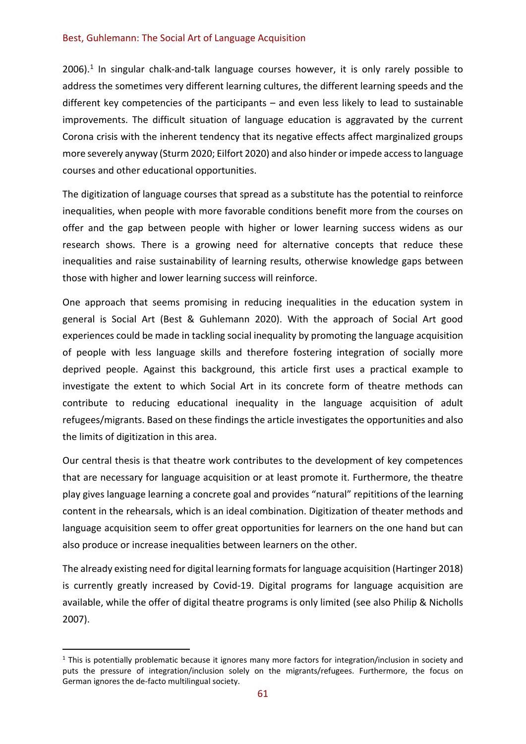2006).[1] In singular chalk-and-talk language courses however, it is only rarely possible to address the sometimes very different learning cultures, the different learning speeds and the different key competencies of the participants – and even less likely to lead to sustainable improvements. The difficult situation of language education is aggravated by the current Corona crisis with the inherent tendency that its negative effects affect marginalized groups more severely anyway (Sturm 2020; Eilfort 2020) and also hinder or impede access to language courses and other educational opportunities.

The digitization of language courses that spread as a substitute has the potential to reinforce inequalities, when people with more favorable conditions benefit more from the courses on offer and the gap between people with higher or lower learning success widens as our research shows. There is a growing need for alternative concepts that reduce these inequalities and raise sustainability of learning results, otherwise knowledge gaps between those with higher and lower learning success will reinforce.

One approach that seems promising in reducing inequalities in the education system in general is Social Art (Best & Guhlemann 2020). With the approach of Social Art good experiences could be made in tackling social inequality by promoting the language acquisition of people with less language skills and therefore fostering integration of socially more deprived people. Against this background, this article first uses a practical example to investigate the extent to which Social Art in its concrete form of theatre methods can contribute to reducing educational inequality in the language acquisition of adult refugees/migrants. Based on these findings the article investigates the opportunities and also the limits of digitization in this area.

Our central thesis is that theatre work contributes to the development of key competences that are necessary for language acquisition or at least promote it. Furthermore, the theatre play gives language learning a concrete goal and provides "natural" repititions of the learning content in the rehearsals, which is an ideal combination. Digitization of theater methods and language acquisition seem to offer great opportunities for learners on the one hand but can also produce or increase inequalities between learners on the other.

The already existing need for digital learning formats for language acquisition (Hartinger 2018) is currently greatly increased by Covid-19. Digital programs for language acquisition are available, while the offer of digital theatre programs is only limited (see also Philip & Nicholls 2007).

[1] This is potentially problematic because it ignores many more factors for integration/inclusion in society and puts the pressure of integration/inclusion solely on the migrants/refugees. Furthermore, the focus on German ignores the de-facto multilingual society.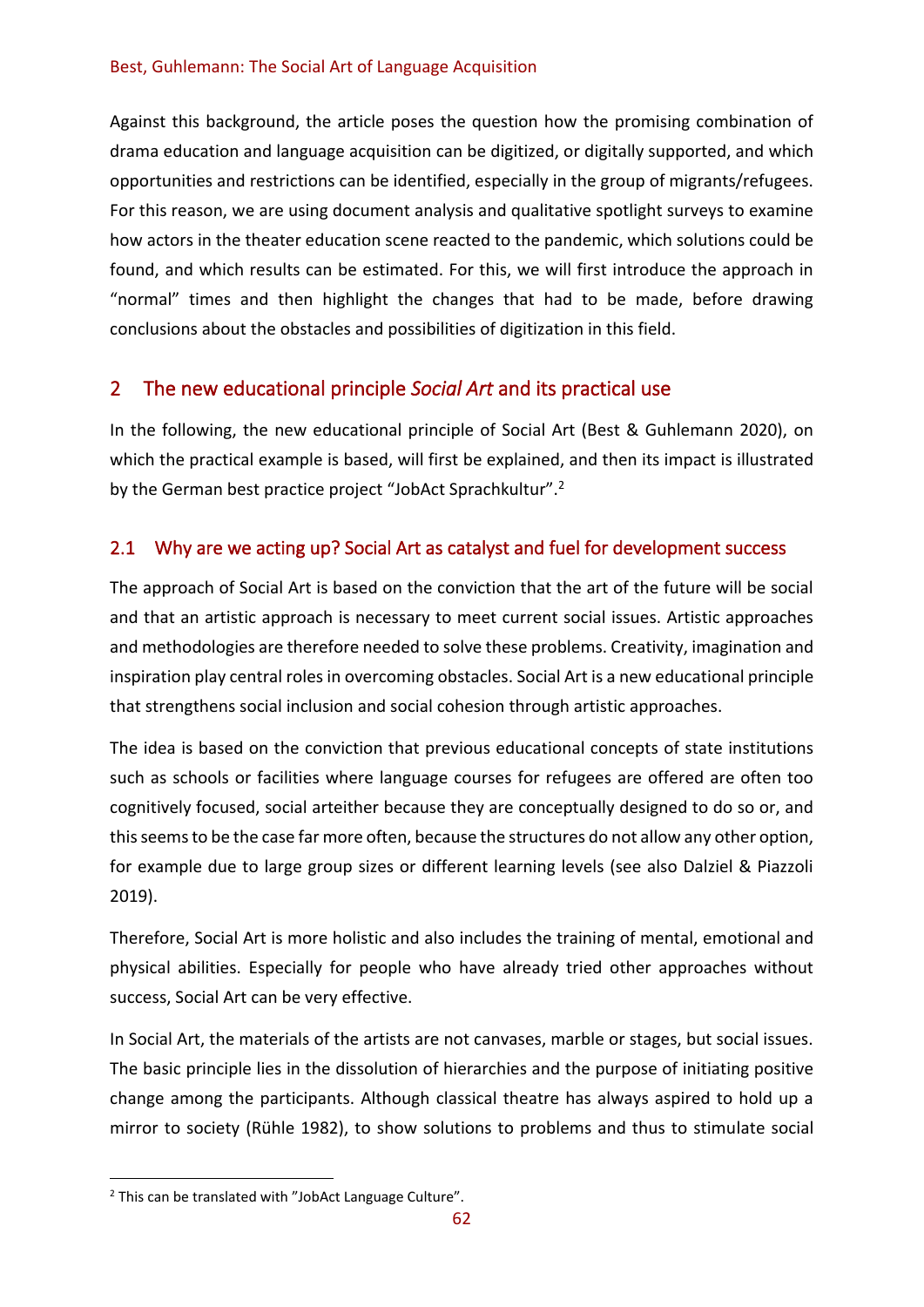Against this background, the article poses the question how the promising combination of drama education and language acquisition can be digitized, or digitally supported, and which opportunities and restrictions can be identified, especially in the group of migrants/refugees. For this reason, we are using document analysis and qualitative spotlight surveys to examine how actors in the theater education scene reacted to the pandemic, which solutions could be found, and which results can be estimated. For this, we will first introduce the approach in "normal" times and then highlight the changes that had to be made, before drawing conclusions about the obstacles and possibilities of digitization in this field.

## 2 The new educational principle *Social Art* and its practical use

In the following, the new educational principle of Social Art (Best & Guhlemann 2020), on which the practical example is based, will first be explained, and then its impact is illustrated by the German best practice project "JobAct Sprachkultur".[2]

### 2.1 Why are we acting up? Social Art as catalyst and fuel for development success

The approach of Social Art is based on the conviction that the art of the future will be social and that an artistic approach is necessary to meet current social issues. Artistic approaches and methodologies are therefore needed to solve these problems. Creativity, imagination and inspiration play central roles in overcoming obstacles. Social Art is a new educational principle that strengthens social inclusion and social cohesion through artistic approaches.

The idea is based on the conviction that previous educational concepts of state institutions such as schools or facilities where language courses for refugees are offered are often too cognitively focused, social arteither because they are conceptually designed to do so or, and this seems to be the case far more often, because the structures do not allow any other option, for example due to large group sizes or different learning levels (see also Dalziel & Piazzoli 2019).

Therefore, Social Art is more holistic and also includes the training of mental, emotional and physical abilities. Especially for people who have already tried other approaches without success, Social Art can be very effective.

In Social Art, the materials of the artists are not canvases, marble or stages, but social issues. The basic principle lies in the dissolution of hierarchies and the purpose of initiating positive change among the participants. Although classical theatre has always aspired to hold up a mirror to society (Rühle 1982), to show solutions to problems and thus to stimulate social

---

[2] This can be translated with "JobAct Language Culture".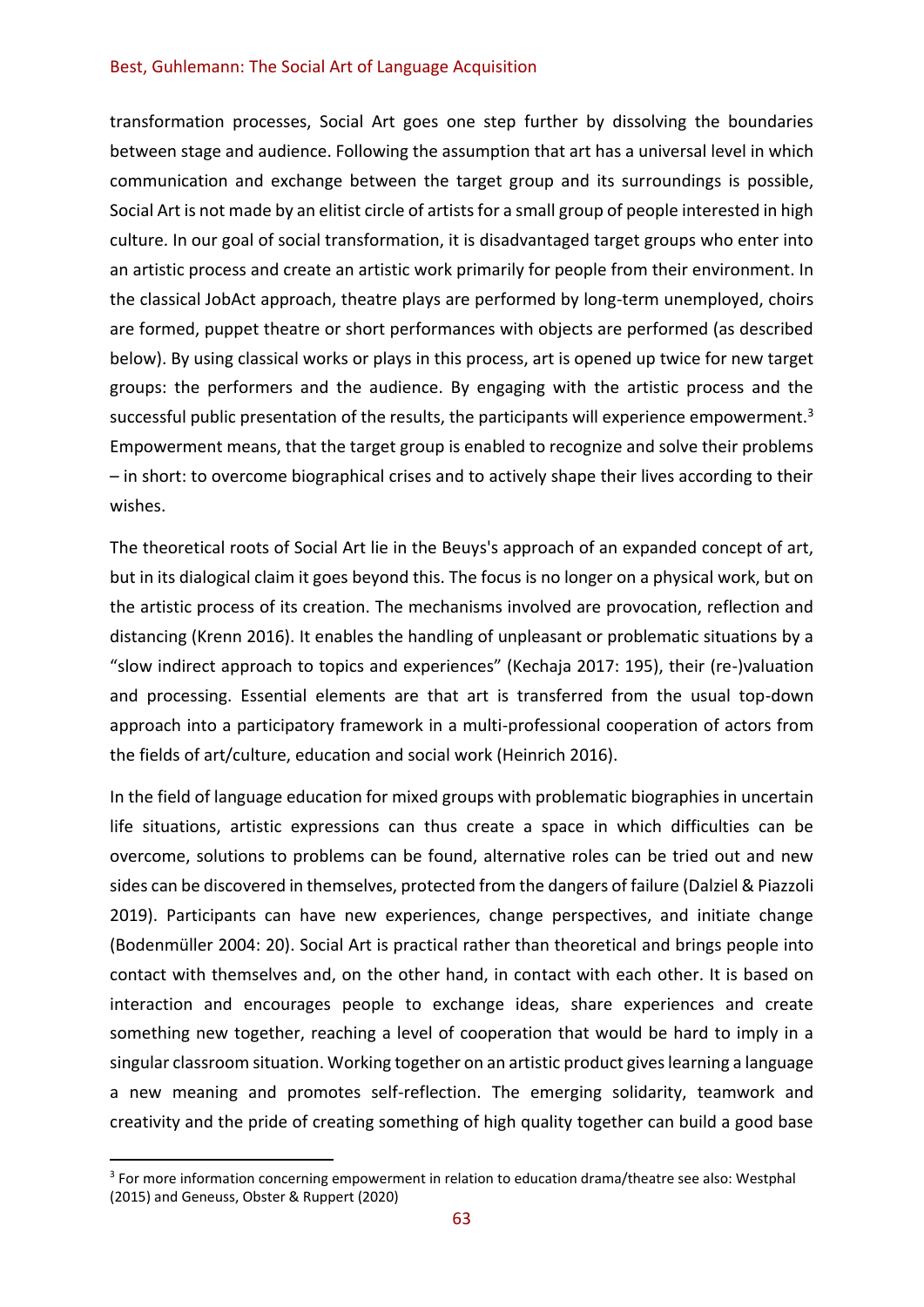transformation processes, Social Art goes one step further by dissolving the boundaries between stage and audience. Following the assumption that art has a universal level in which communication and exchange between the target group and its surroundings is possible, Social Art is not made by an elitist circle of artists for a small group of people interested in high culture. In our goal of social transformation, it is disadvantaged target groups who enter into an artistic process and create an artistic work primarily for people from their environment. In the classical JobAct approach, theatre plays are performed by long-term unemployed, choirs are formed, puppet theatre or short performances with objects are performed (as described below). By using classical works or plays in this process, art is opened up twice for new target groups: the performers and the audience. By engaging with the artistic process and the successful public presentation of the results, the participants will experience empowerment.[3] Empowerment means, that the target group is enabled to recognize and solve their problems – in short: to overcome biographical crises and to actively shape their lives according to their wishes.

The theoretical roots of Social Art lie in the Beuys's approach of an expanded concept of art, but in its dialogical claim it goes beyond this. The focus is no longer on a physical work, but on the artistic process of its creation. The mechanisms involved are provocation, reflection and distancing (Krenn 2016). It enables the handling of unpleasant or problematic situations by a "slow indirect approach to topics and experiences" (Kechaja 2017: 195), their (re-)valuation and processing. Essential elements are that art is transferred from the usual top-down approach into a participatory framework in a multi-professional cooperation of actors from the fields of art/culture, education and social work (Heinrich 2016).

In the field of language education for mixed groups with problematic biographies in uncertain life situations, artistic expressions can thus create a space in which difficulties can be overcome, solutions to problems can be found, alternative roles can be tried out and new sides can be discovered in themselves, protected from the dangers of failure (Dalziel & Piazzoli 2019). Participants can have new experiences, change perspectives, and initiate change (Bodenmüller 2004: 20). Social Art is practical rather than theoretical and brings people into contact with themselves and, on the other hand, in contact with each other. It is based on interaction and encourages people to exchange ideas, share experiences and create something new together, reaching a level of cooperation that would be hard to imply in a singular classroom situation. Working together on an artistic product gives learning a language a new meaning and promotes self-reflection. The emerging solidarity, teamwork and creativity and the pride of creating something of high quality together can build a good base

[3] For more information concerning empowerment in relation to education drama/theatre see also: Westphal (2015) and Geneuss, Obster & Ruppert (2020)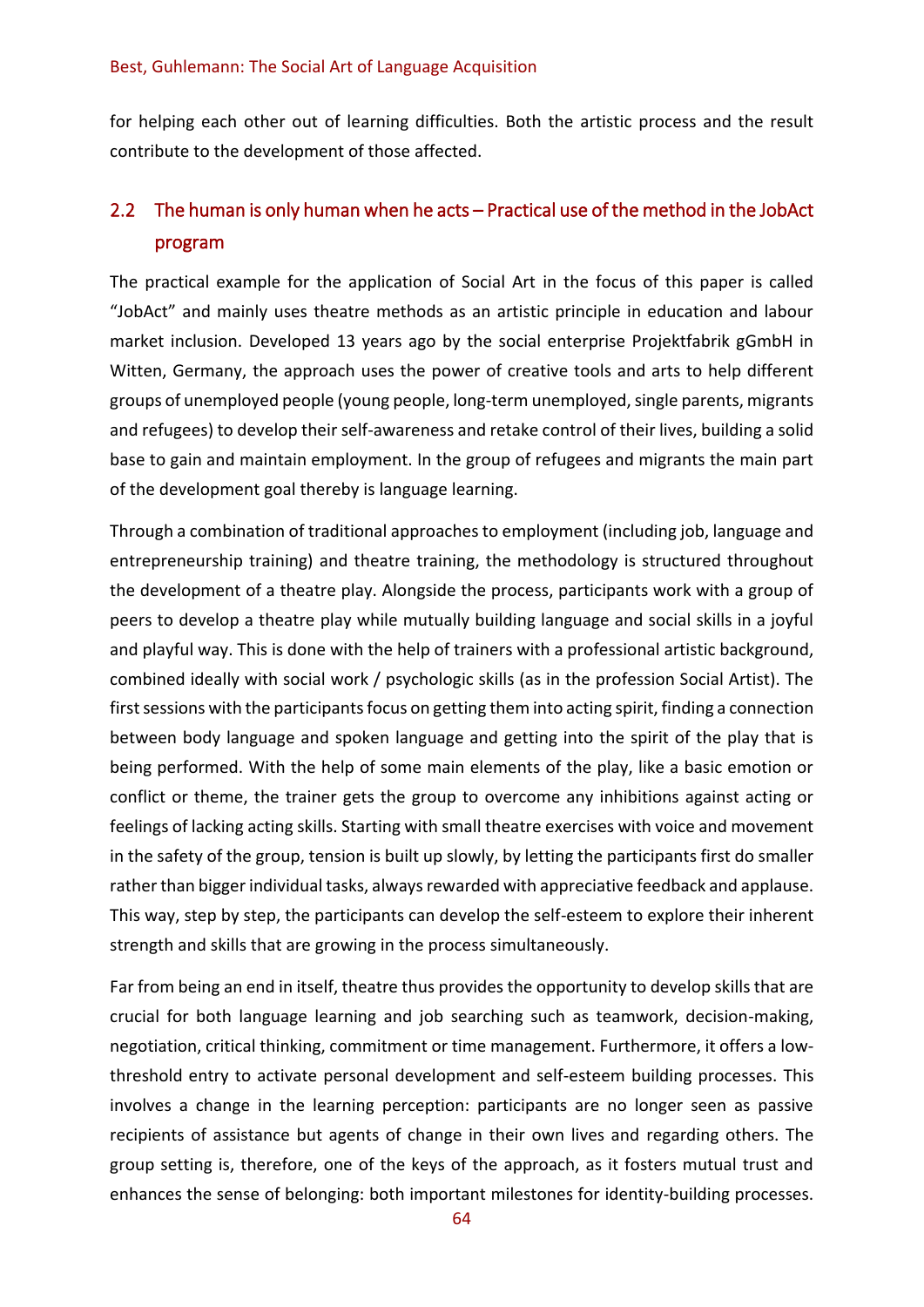for helping each other out of learning difficulties. Both the artistic process and the result contribute to the development of those affected.

## 2.2 The human is only human when he acts – Practical use of the method in the JobAct program

The practical example for the application of Social Art in the focus of this paper is called "JobAct" and mainly uses theatre methods as an artistic principle in education and labour market inclusion. Developed 13 years ago by the social enterprise Projektfabrik gGmbH in Witten, Germany, the approach uses the power of creative tools and arts to help different groups of unemployed people (young people, long-term unemployed, single parents, migrants and refugees) to develop their self-awareness and retake control of their lives, building a solid base to gain and maintain employment. In the group of refugees and migrants the main part of the development goal thereby is language learning.

Through a combination of traditional approaches to employment (including job, language and entrepreneurship training) and theatre training, the methodology is structured throughout the development of a theatre play. Alongside the process, participants work with a group of peers to develop a theatre play while mutually building language and social skills in a joyful and playful way. This is done with the help of trainers with a professional artistic background, combined ideally with social work / psychologic skills (as in the profession Social Artist). The first sessions with the participants focus on getting them into acting spirit, finding a connection between body language and spoken language and getting into the spirit of the play that is being performed. With the help of some main elements of the play, like a basic emotion or conflict or theme, the trainer gets the group to overcome any inhibitions against acting or feelings of lacking acting skills. Starting with small theatre exercises with voice and movement in the safety of the group, tension is built up slowly, by letting the participants first do smaller rather than bigger individual tasks, always rewarded with appreciative feedback and applause. This way, step by step, the participants can develop the self-esteem to explore their inherent strength and skills that are growing in the process simultaneously.

Far from being an end in itself, theatre thus provides the opportunity to develop skills that are crucial for both language learning and job searching such as teamwork, decision-making, negotiation, critical thinking, commitment or time management. Furthermore, it offers a low-threshold entry to activate personal development and self-esteem building processes. This involves a change in the learning perception: participants are no longer seen as passive recipients of assistance but agents of change in their own lives and regarding others. The group setting is, therefore, one of the keys of the approach, as it fosters mutual trust and enhances the sense of belonging: both important milestones for identity-building processes.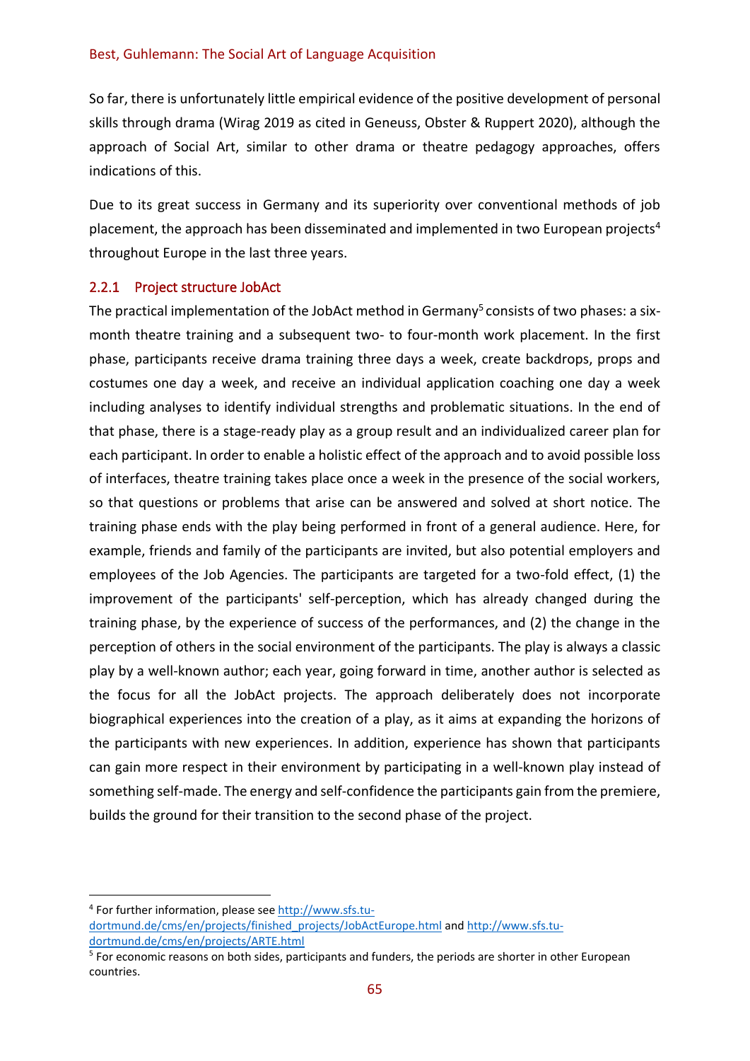So far, there is unfortunately little empirical evidence of the positive development of personal skills through drama (Wirag 2019 as cited in Geneuss, Obster & Ruppert 2020), although the approach of Social Art, similar to other drama or theatre pedagogy approaches, offers indications of this.

Due to its great success in Germany and its superiority over conventional methods of job placement, the approach has been disseminated and implemented in two European projects[4] throughout Europe in the last three years.

### 2.2.1 Project structure JobAct

The practical implementation of the JobAct method in Germany[5] consists of two phases: a six-month theatre training and a subsequent two- to four-month work placement. In the first phase, participants receive drama training three days a week, create backdrops, props and costumes one day a week, and receive an individual application coaching one day a week including analyses to identify individual strengths and problematic situations. In the end of that phase, there is a stage-ready play as a group result and an individualized career plan for each participant. In order to enable a holistic effect of the approach and to avoid possible loss of interfaces, theatre training takes place once a week in the presence of the social workers, so that questions or problems that arise can be answered and solved at short notice. The training phase ends with the play being performed in front of a general audience. Here, for example, friends and family of the participants are invited, but also potential employers and employees of the Job Agencies. The participants are targeted for a two-fold effect, (1) the improvement of the participants' self-perception, which has already changed during the training phase, by the experience of success of the performances, and (2) the change in the perception of others in the social environment of the participants. The play is always a classic play by a well-known author; each year, going forward in time, another author is selected as the focus for all the JobAct projects. The approach deliberately does not incorporate biographical experiences into the creation of a play, as it aims at expanding the horizons of the participants with new experiences. In addition, experience has shown that participants can gain more respect in their environment by participating in a well-known play instead of something self-made. The energy and self-confidence the participants gain from the premiere, builds the ground for their transition to the second phase of the project.

---

[4] For further information, please see http://www.sfs.tu-dortmund.de/cms/en/projects/finished_projects/JobActEurope.html and http://www.sfs.tu-dortmund.de/cms/en/projects/ARTE.html

[5] For economic reasons on both sides, participants and funders, the periods are shorter in other European countries.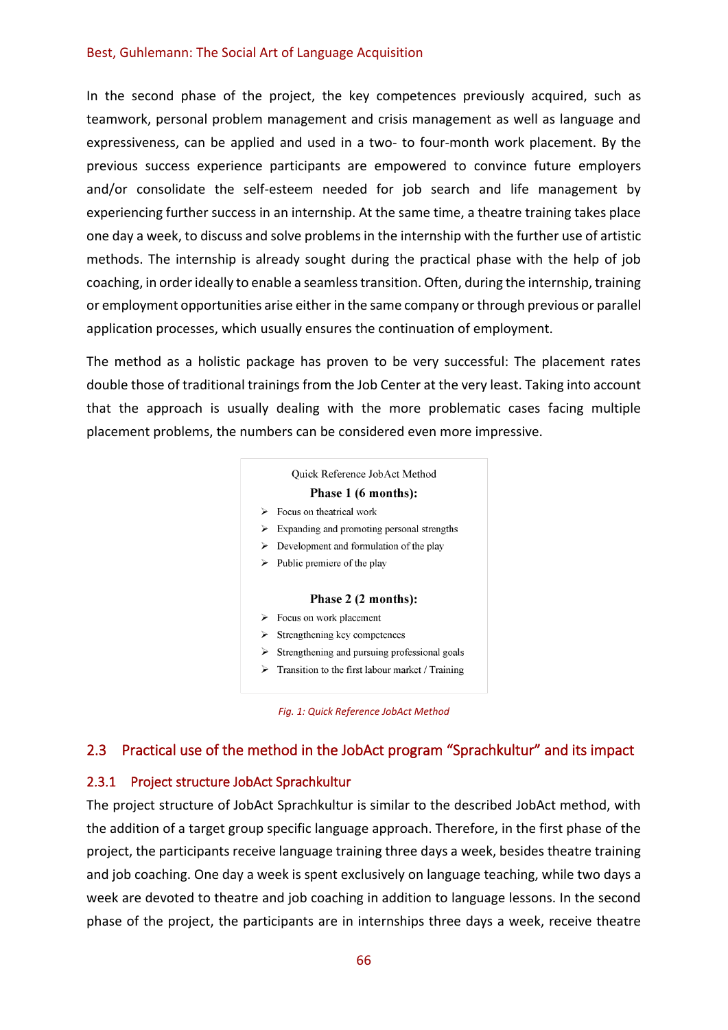In the second phase of the project, the key competences previously acquired, such as teamwork, personal problem management and crisis management as well as language and expressiveness, can be applied and used in a two- to four-month work placement. By the previous success experience participants are empowered to convince future employers and/or consolidate the self-esteem needed for job search and life management by experiencing further success in an internship. At the same time, a theatre training takes place one day a week, to discuss and solve problems in the internship with the further use of artistic methods. The internship is already sought during the practical phase with the help of job coaching, in order ideally to enable a seamless transition. Often, during the internship, training or employment opportunities arise either in the same company or through previous or parallel application processes, which usually ensures the continuation of employment.

The method as a holistic package has proven to be very successful: The placement rates double those of traditional trainings from the Job Center at the very least. Taking into account that the approach is usually dealing with the more problematic cases facing multiple placement problems, the numbers can be considered even more impressive.

Quick Reference JobAct Method

**Phase 1 (6 months):**

- Focus on theatrical work
- Expanding and promoting personal strengths
- Development and formulation of the play
- Public premiere of the play

**Phase 2 (2 months):**

- Focus on work placement
- Strengthening key competences
- Strengthening and pursuing professional goals
- Transition to the first labour market / Training

*Fig. 1: Quick Reference JobAct Method*

## 2.3 Practical use of the method in the JobAct program "Sprachkultur" and its impact

### 2.3.1 Project structure JobAct Sprachkultur

The project structure of JobAct Sprachkultur is similar to the described JobAct method, with the addition of a target group specific language approach. Therefore, in the first phase of the project, the participants receive language training three days a week, besides theatre training and job coaching. One day a week is spent exclusively on language teaching, while two days a week are devoted to theatre and job coaching in addition to language lessons. In the second phase of the project, the participants are in internships three days a week, receive theatre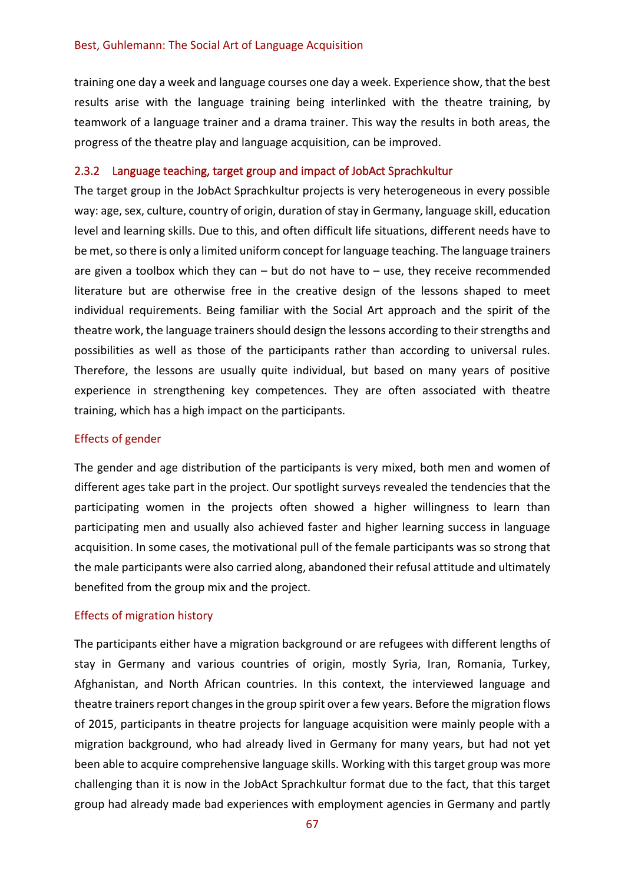training one day a week and language courses one day a week. Experience show, that the best results arise with the language training being interlinked with the theatre training, by teamwork of a language trainer and a drama trainer. This way the results in both areas, the progress of the theatre play and language acquisition, can be improved.

### 2.3.2 Language teaching, target group and impact of JobAct Sprachkultur

The target group in the JobAct Sprachkultur projects is very heterogeneous in every possible way: age, sex, culture, country of origin, duration of stay in Germany, language skill, education level and learning skills. Due to this, and often difficult life situations, different needs have to be met, so there is only a limited uniform concept for language teaching. The language trainers are given a toolbox which they can – but do not have to – use, they receive recommended literature but are otherwise free in the creative design of the lessons shaped to meet individual requirements. Being familiar with the Social Art approach and the spirit of the theatre work, the language trainers should design the lessons according to their strengths and possibilities as well as those of the participants rather than according to universal rules. Therefore, the lessons are usually quite individual, but based on many years of positive experience in strengthening key competences. They are often associated with theatre training, which has a high impact on the participants.

#### Effects of gender

The gender and age distribution of the participants is very mixed, both men and women of different ages take part in the project. Our spotlight surveys revealed the tendencies that the participating women in the projects often showed a higher willingness to learn than participating men and usually also achieved faster and higher learning success in language acquisition. In some cases, the motivational pull of the female participants was so strong that the male participants were also carried along, abandoned their refusal attitude and ultimately benefited from the group mix and the project.

#### Effects of migration history

The participants either have a migration background or are refugees with different lengths of stay in Germany and various countries of origin, mostly Syria, Iran, Romania, Turkey, Afghanistan, and North African countries. In this context, the interviewed language and theatre trainers report changes in the group spirit over a few years. Before the migration flows of 2015, participants in theatre projects for language acquisition were mainly people with a migration background, who had already lived in Germany for many years, but had not yet been able to acquire comprehensive language skills. Working with this target group was more challenging than it is now in the JobAct Sprachkultur format due to the fact, that this target group had already made bad experiences with employment agencies in Germany and partly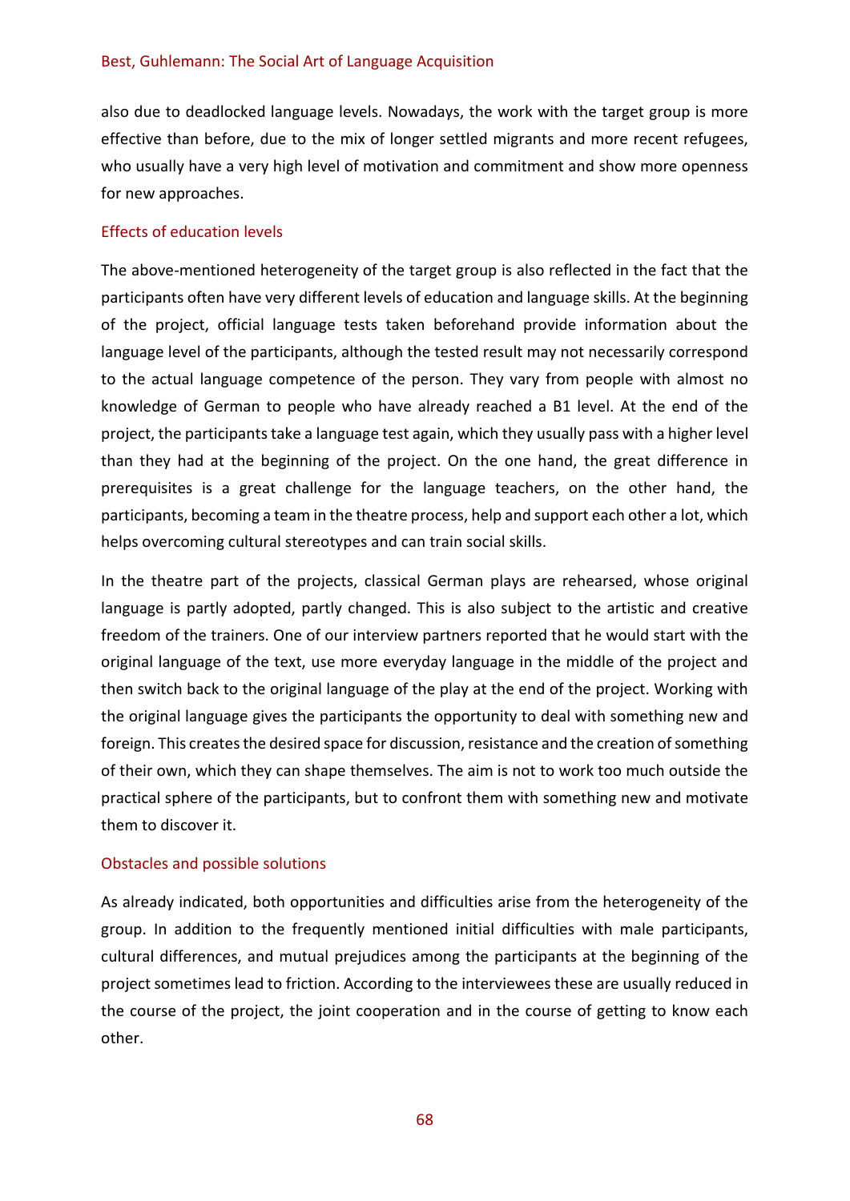also due to deadlocked language levels. Nowadays, the work with the target group is more effective than before, due to the mix of longer settled migrants and more recent refugees, who usually have a very high level of motivation and commitment and show more openness for new approaches.

### Effects of education levels

The above-mentioned heterogeneity of the target group is also reflected in the fact that the participants often have very different levels of education and language skills. At the beginning of the project, official language tests taken beforehand provide information about the language level of the participants, although the tested result may not necessarily correspond to the actual language competence of the person. They vary from people with almost no knowledge of German to people who have already reached a B1 level. At the end of the project, the participants take a language test again, which they usually pass with a higher level than they had at the beginning of the project. On the one hand, the great difference in prerequisites is a great challenge for the language teachers, on the other hand, the participants, becoming a team in the theatre process, help and support each other a lot, which helps overcoming cultural stereotypes and can train social skills.

In the theatre part of the projects, classical German plays are rehearsed, whose original language is partly adopted, partly changed. This is also subject to the artistic and creative freedom of the trainers. One of our interview partners reported that he would start with the original language of the text, use more everyday language in the middle of the project and then switch back to the original language of the play at the end of the project. Working with the original language gives the participants the opportunity to deal with something new and foreign. This creates the desired space for discussion, resistance and the creation of something of their own, which they can shape themselves. The aim is not to work too much outside the practical sphere of the participants, but to confront them with something new and motivate them to discover it.

### Obstacles and possible solutions

As already indicated, both opportunities and difficulties arise from the heterogeneity of the group. In addition to the frequently mentioned initial difficulties with male participants, cultural differences, and mutual prejudices among the participants at the beginning of the project sometimes lead to friction. According to the interviewees these are usually reduced in the course of the project, the joint cooperation and in the course of getting to know each other.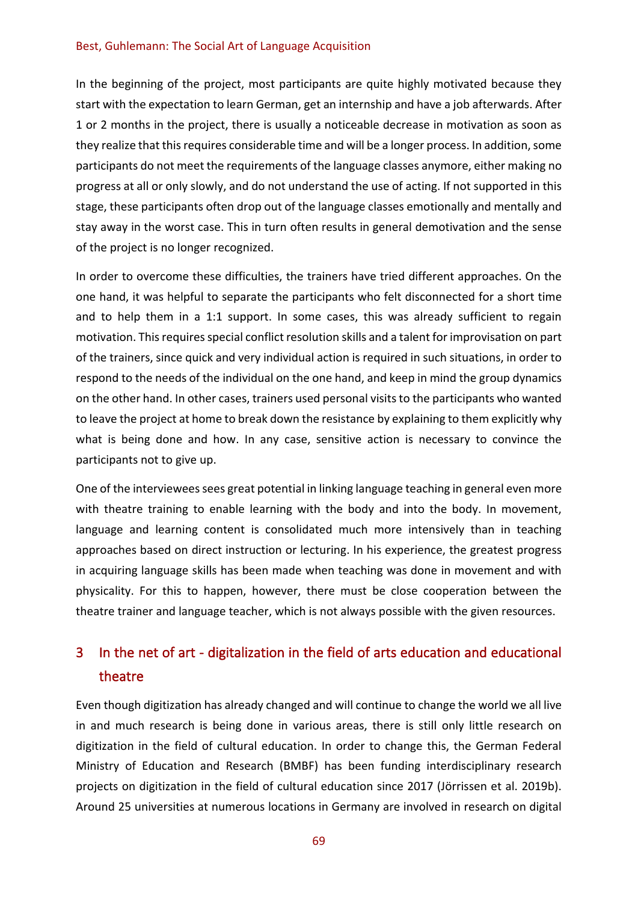In the beginning of the project, most participants are quite highly motivated because they start with the expectation to learn German, get an internship and have a job afterwards. After 1 or 2 months in the project, there is usually a noticeable decrease in motivation as soon as they realize that this requires considerable time and will be a longer process. In addition, some participants do not meet the requirements of the language classes anymore, either making no progress at all or only slowly, and do not understand the use of acting. If not supported in this stage, these participants often drop out of the language classes emotionally and mentally and stay away in the worst case. This in turn often results in general demotivation and the sense of the project is no longer recognized.

In order to overcome these difficulties, the trainers have tried different approaches. On the one hand, it was helpful to separate the participants who felt disconnected for a short time and to help them in a 1:1 support. In some cases, this was already sufficient to regain motivation. This requires special conflict resolution skills and a talent for improvisation on part of the trainers, since quick and very individual action is required in such situations, in order to respond to the needs of the individual on the one hand, and keep in mind the group dynamics on the other hand. In other cases, trainers used personal visits to the participants who wanted to leave the project at home to break down the resistance by explaining to them explicitly why what is being done and how. In any case, sensitive action is necessary to convince the participants not to give up.

One of the interviewees sees great potential in linking language teaching in general even more with theatre training to enable learning with the body and into the body. In movement, language and learning content is consolidated much more intensively than in teaching approaches based on direct instruction or lecturing. In his experience, the greatest progress in acquiring language skills has been made when teaching was done in movement and with physicality. For this to happen, however, there must be close cooperation between the theatre trainer and language teacher, which is not always possible with the given resources.

## 3 In the net of art - digitalization in the field of arts education and educational theatre

Even though digitization has already changed and will continue to change the world we all live in and much research is being done in various areas, there is still only little research on digitization in the field of cultural education. In order to change this, the German Federal Ministry of Education and Research (BMBF) has been funding interdisciplinary research projects on digitization in the field of cultural education since 2017 (Jörrissen et al. 2019b). Around 25 universities at numerous locations in Germany are involved in research on digital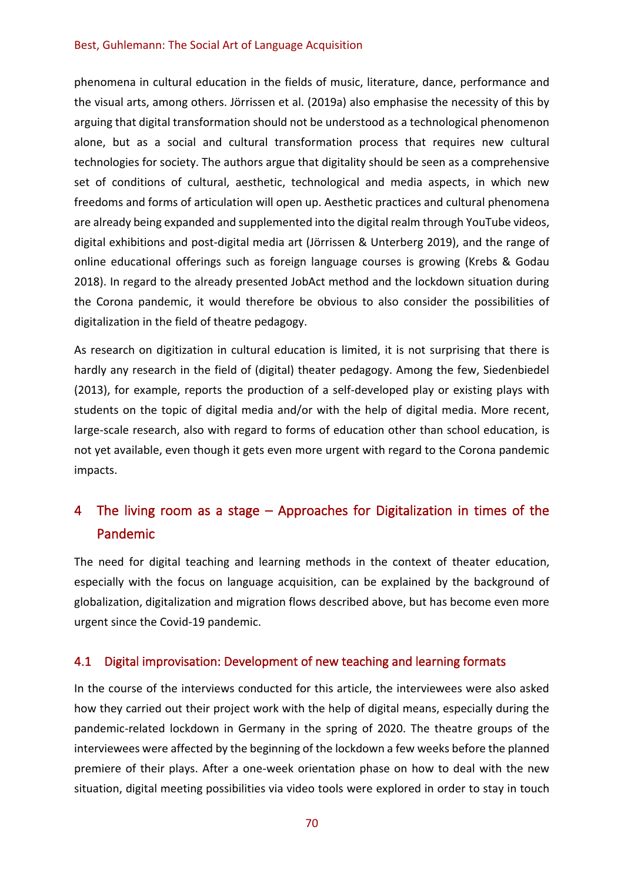phenomena in cultural education in the fields of music, literature, dance, performance and the visual arts, among others. Jörrissen et al. (2019a) also emphasise the necessity of this by arguing that digital transformation should not be understood as a technological phenomenon alone, but as a social and cultural transformation process that requires new cultural technologies for society. The authors argue that digitality should be seen as a comprehensive set of conditions of cultural, aesthetic, technological and media aspects, in which new freedoms and forms of articulation will open up. Aesthetic practices and cultural phenomena are already being expanded and supplemented into the digital realm through YouTube videos, digital exhibitions and post-digital media art (Jörrissen & Unterberg 2019), and the range of online educational offerings such as foreign language courses is growing (Krebs & Godau 2018). In regard to the already presented JobAct method and the lockdown situation during the Corona pandemic, it would therefore be obvious to also consider the possibilities of digitalization in the field of theatre pedagogy.

As research on digitization in cultural education is limited, it is not surprising that there is hardly any research in the field of (digital) theater pedagogy. Among the few, Siedenbiedel (2013), for example, reports the production of a self-developed play or existing plays with students on the topic of digital media and/or with the help of digital media. More recent, large-scale research, also with regard to forms of education other than school education, is not yet available, even though it gets even more urgent with regard to the Corona pandemic impacts.

## 4 The living room as a stage – Approaches for Digitalization in times of the Pandemic

The need for digital teaching and learning methods in the context of theater education, especially with the focus on language acquisition, can be explained by the background of globalization, digitalization and migration flows described above, but has become even more urgent since the Covid-19 pandemic.

### 4.1 Digital improvisation: Development of new teaching and learning formats

In the course of the interviews conducted for this article, the interviewees were also asked how they carried out their project work with the help of digital means, especially during the pandemic-related lockdown in Germany in the spring of 2020. The theatre groups of the interviewees were affected by the beginning of the lockdown a few weeks before the planned premiere of their plays. After a one-week orientation phase on how to deal with the new situation, digital meeting possibilities via video tools were explored in order to stay in touch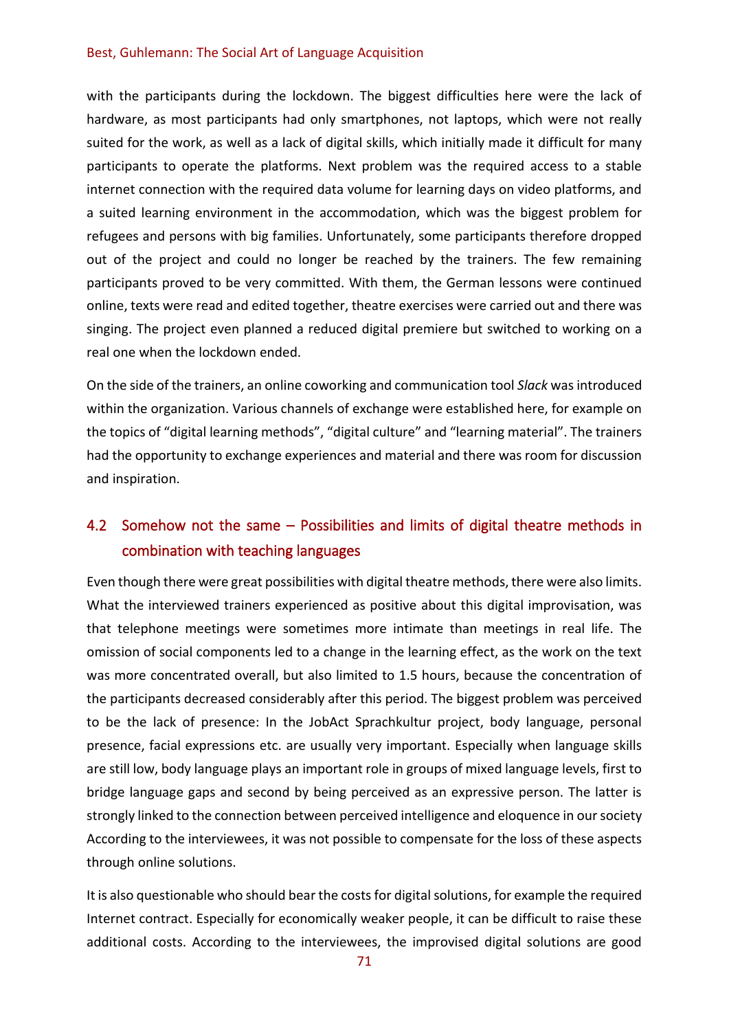with the participants during the lockdown. The biggest difficulties here were the lack of hardware, as most participants had only smartphones, not laptops, which were not really suited for the work, as well as a lack of digital skills, which initially made it difficult for many participants to operate the platforms. Next problem was the required access to a stable internet connection with the required data volume for learning days on video platforms, and a suited learning environment in the accommodation, which was the biggest problem for refugees and persons with big families. Unfortunately, some participants therefore dropped out of the project and could no longer be reached by the trainers. The few remaining participants proved to be very committed. With them, the German lessons were continued online, texts were read and edited together, theatre exercises were carried out and there was singing. The project even planned a reduced digital premiere but switched to working on a real one when the lockdown ended.

On the side of the trainers, an online coworking and communication tool *Slack* was introduced within the organization. Various channels of exchange were established here, for example on the topics of "digital learning methods", "digital culture" and "learning material". The trainers had the opportunity to exchange experiences and material and there was room for discussion and inspiration.

## 4.2 Somehow not the same – Possibilities and limits of digital theatre methods in combination with teaching languages

Even though there were great possibilities with digital theatre methods, there were also limits. What the interviewed trainers experienced as positive about this digital improvisation, was that telephone meetings were sometimes more intimate than meetings in real life. The omission of social components led to a change in the learning effect, as the work on the text was more concentrated overall, but also limited to 1.5 hours, because the concentration of the participants decreased considerably after this period. The biggest problem was perceived to be the lack of presence: In the JobAct Sprachkultur project, body language, personal presence, facial expressions etc. are usually very important. Especially when language skills are still low, body language plays an important role in groups of mixed language levels, first to bridge language gaps and second by being perceived as an expressive person. The latter is strongly linked to the connection between perceived intelligence and eloquence in our society According to the interviewees, it was not possible to compensate for the loss of these aspects through online solutions.

It is also questionable who should bear the costs for digital solutions, for example the required Internet contract. Especially for economically weaker people, it can be difficult to raise these additional costs. According to the interviewees, the improvised digital solutions are good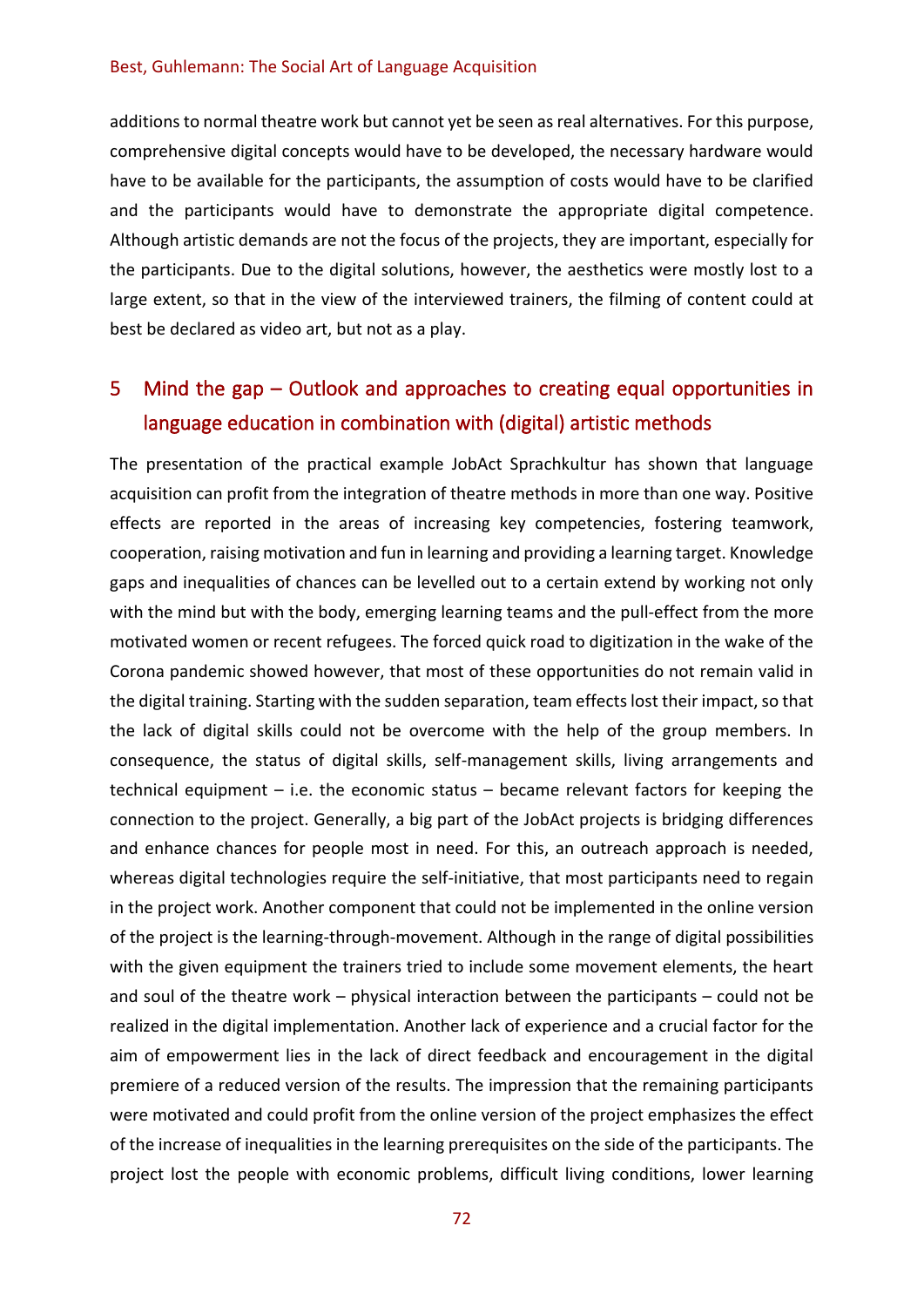additions to normal theatre work but cannot yet be seen as real alternatives. For this purpose, comprehensive digital concepts would have to be developed, the necessary hardware would have to be available for the participants, the assumption of costs would have to be clarified and the participants would have to demonstrate the appropriate digital competence. Although artistic demands are not the focus of the projects, they are important, especially for the participants. Due to the digital solutions, however, the aesthetics were mostly lost to a large extent, so that in the view of the interviewed trainers, the filming of content could at best be declared as video art, but not as a play.

## 5 Mind the gap – Outlook and approaches to creating equal opportunities in language education in combination with (digital) artistic methods

The presentation of the practical example JobAct Sprachkultur has shown that language acquisition can profit from the integration of theatre methods in more than one way. Positive effects are reported in the areas of increasing key competencies, fostering teamwork, cooperation, raising motivation and fun in learning and providing a learning target. Knowledge gaps and inequalities of chances can be levelled out to a certain extend by working not only with the mind but with the body, emerging learning teams and the pull-effect from the more motivated women or recent refugees. The forced quick road to digitization in the wake of the Corona pandemic showed however, that most of these opportunities do not remain valid in the digital training. Starting with the sudden separation, team effects lost their impact, so that the lack of digital skills could not be overcome with the help of the group members. In consequence, the status of digital skills, self-management skills, living arrangements and technical equipment – i.e. the economic status – became relevant factors for keeping the connection to the project. Generally, a big part of the JobAct projects is bridging differences and enhance chances for people most in need. For this, an outreach approach is needed, whereas digital technologies require the self-initiative, that most participants need to regain in the project work. Another component that could not be implemented in the online version of the project is the learning-through-movement. Although in the range of digital possibilities with the given equipment the trainers tried to include some movement elements, the heart and soul of the theatre work – physical interaction between the participants – could not be realized in the digital implementation. Another lack of experience and a crucial factor for the aim of empowerment lies in the lack of direct feedback and encouragement in the digital premiere of a reduced version of the results. The impression that the remaining participants were motivated and could profit from the online version of the project emphasizes the effect of the increase of inequalities in the learning prerequisites on the side of the participants. The project lost the people with economic problems, difficult living conditions, lower learning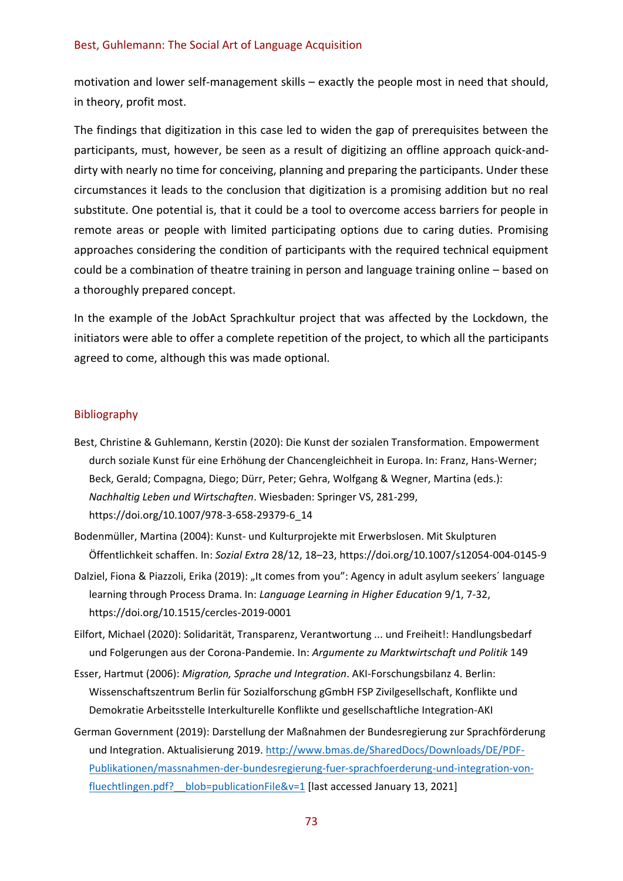motivation and lower self-management skills – exactly the people most in need that should, in theory, profit most.

The findings that digitization in this case led to widen the gap of prerequisites between the participants, must, however, be seen as a result of digitizing an offline approach quick-and-dirty with nearly no time for conceiving, planning and preparing the participants. Under these circumstances it leads to the conclusion that digitization is a promising addition but no real substitute. One potential is, that it could be a tool to overcome access barriers for people in remote areas or people with limited participating options due to caring duties. Promising approaches considering the condition of participants with the required technical equipment could be a combination of theatre training in person and language training online – based on a thoroughly prepared concept.

In the example of the JobAct Sprachkultur project that was affected by the Lockdown, the initiators were able to offer a complete repetition of the project, to which all the participants agreed to come, although this was made optional.

## Bibliography

Best, Christine & Guhlemann, Kerstin (2020): Die Kunst der sozialen Transformation. Empowerment durch soziale Kunst für eine Erhöhung der Chancengleichheit in Europa. In: Franz, Hans-Werner; Beck, Gerald; Compagna, Diego; Dürr, Peter; Gehra, Wolfgang & Wegner, Martina (eds.): *Nachhaltig Leben und Wirtschaften*. Wiesbaden: Springer VS, 281-299, https://doi.org/10.1007/978-3-658-29379-6_14

Bodenmüller, Martina (2004): Kunst- und Kulturprojekte mit Erwerbslosen. Mit Skulpturen Öffentlichkeit schaffen. In: *Sozial Extra* 28/12, 18–23, https://doi.org/10.1007/s12054-004-0145-9

Dalziel, Fiona & Piazzoli, Erika (2019): „It comes from you": Agency in adult asylum seekers´ language learning through Process Drama. In: *Language Learning in Higher Education* 9/1, 7-32, https://doi.org/10.1515/cercles-2019-0001

Eilfort, Michael (2020): Solidarität, Transparenz, Verantwortung ... und Freiheit!: Handlungsbedarf und Folgerungen aus der Corona-Pandemie. In: *Argumente zu Marktwirtschaft und Politik* 149

Esser, Hartmut (2006): *Migration, Sprache und Integration*. AKI-Forschungsbilanz 4. Berlin: Wissenschaftszentrum Berlin für Sozialforschung gGmbH FSP Zivilgesellschaft, Konflikte und Demokratie Arbeitsstelle Interkulturelle Konflikte und gesellschaftliche Integration-AKI

German Government (2019): Darstellung der Maßnahmen der Bundesregierung zur Sprachförderung und Integration. Aktualisierung 2019. http://www.bmas.de/SharedDocs/Downloads/DE/PDF-Publikationen/massnahmen-der-bundesregierung-fuer-sprachfoerderung-und-integration-von-fluechtlingen.pdf?__blob=publicationFile&v=1 [last accessed January 13, 2021]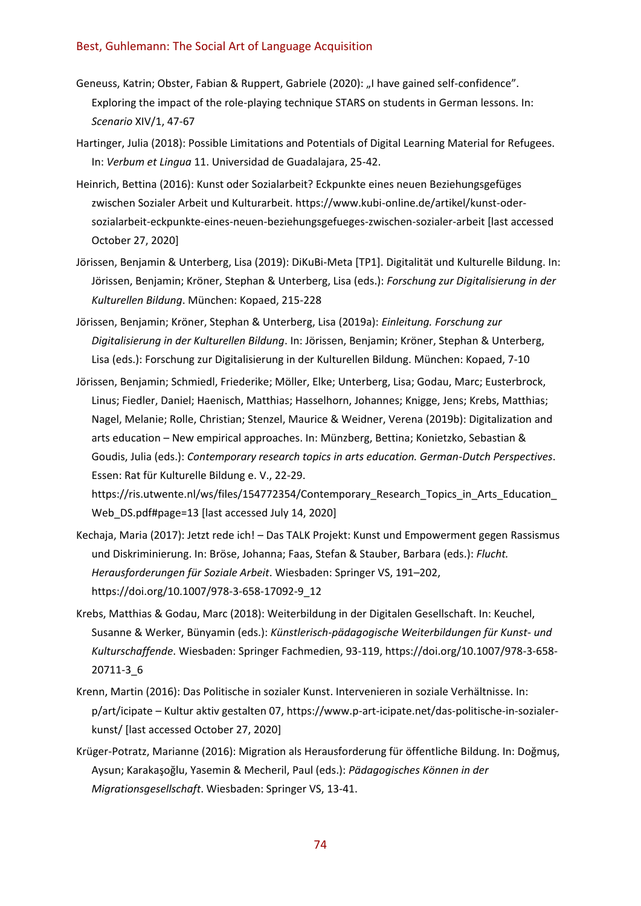Geneuss, Katrin; Obster, Fabian & Ruppert, Gabriele (2020): „I have gained self-confidence". Exploring the impact of the role-playing technique STARS on students in German lessons. In: *Scenario* XIV/1, 47-67

Hartinger, Julia (2018): Possible Limitations and Potentials of Digital Learning Material for Refugees. In: *Verbum et Lingua* 11. Universidad de Guadalajara, 25-42.

Heinrich, Bettina (2016): Kunst oder Sozialarbeit? Eckpunkte eines neuen Beziehungsgefüges zwischen Sozialer Arbeit und Kulturarbeit. https://www.kubi-online.de/artikel/kunst-oder-sozialarbeit-eckpunkte-eines-neuen-beziehungsgefueges-zwischen-sozialer-arbeit [last accessed October 27, 2020]

Jörissen, Benjamin & Unterberg, Lisa (2019): DiKuBi-Meta [TP1]. Digitalität und Kulturelle Bildung. In: Jörissen, Benjamin; Kröner, Stephan & Unterberg, Lisa (eds.): *Forschung zur Digitalisierung in der Kulturellen Bildung*. München: Kopaed, 215-228

Jörissen, Benjamin; Kröner, Stephan & Unterberg, Lisa (2019a): *Einleitung. Forschung zur Digitalisierung in der Kulturellen Bildung*. In: Jörissen, Benjamin; Kröner, Stephan & Unterberg, Lisa (eds.): Forschung zur Digitalisierung in der Kulturellen Bildung. München: Kopaed, 7-10

Jörissen, Benjamin; Schmiedl, Friederike; Möller, Elke; Unterberg, Lisa; Godau, Marc; Eusterbrock, Linus; Fiedler, Daniel; Haenisch, Matthias; Hasselhorn, Johannes; Knigge, Jens; Krebs, Matthias; Nagel, Melanie; Rolle, Christian; Stenzel, Maurice & Weidner, Verena (2019b): Digitalization and arts education – New empirical approaches. In: Münzberg, Bettina; Konietzko, Sebastian & Goudis, Julia (eds.): *Contemporary research topics in arts education. German-Dutch Perspectives*. Essen: Rat für Kulturelle Bildung e. V., 22-29. https://ris.utwente.nl/ws/files/154772354/Contemporary_Research_Topics_in_Arts_Education_Web_DS.pdf#page=13 [last accessed July 14, 2020]

Kechaja, Maria (2017): Jetzt rede ich! – Das TALK Projekt: Kunst und Empowerment gegen Rassismus und Diskriminierung. In: Bröse, Johanna; Faas, Stefan & Stauber, Barbara (eds.): *Flucht. Herausforderungen für Soziale Arbeit*. Wiesbaden: Springer VS, 191–202, https://doi.org/10.1007/978-3-658-17092-9_12

Krebs, Matthias & Godau, Marc (2018): Weiterbildung in der Digitalen Gesellschaft. In: Keuchel, Susanne & Werker, Bünyamin (eds.): *Künstlerisch-pädagogische Weiterbildungen für Kunst- und Kulturschaffende*. Wiesbaden: Springer Fachmedien, 93-119, https://doi.org/10.1007/978-3-658-20711-3_6

Krenn, Martin (2016): Das Politische in sozialer Kunst. Intervenieren in soziale Verhältnisse. In: p/art/icipate – Kultur aktiv gestalten 07, https://www.p-art-icipate.net/das-politische-in-sozialer-kunst/ [last accessed October 27, 2020]

Krüger-Potratz, Marianne (2016): Migration als Herausforderung für öffentliche Bildung. In: Doğmuş, Aysun; Karakaşoğlu, Yasemin & Mecheril, Paul (eds.): *Pädagogisches Können in der Migrationsgesellschaft*. Wiesbaden: Springer VS, 13-41.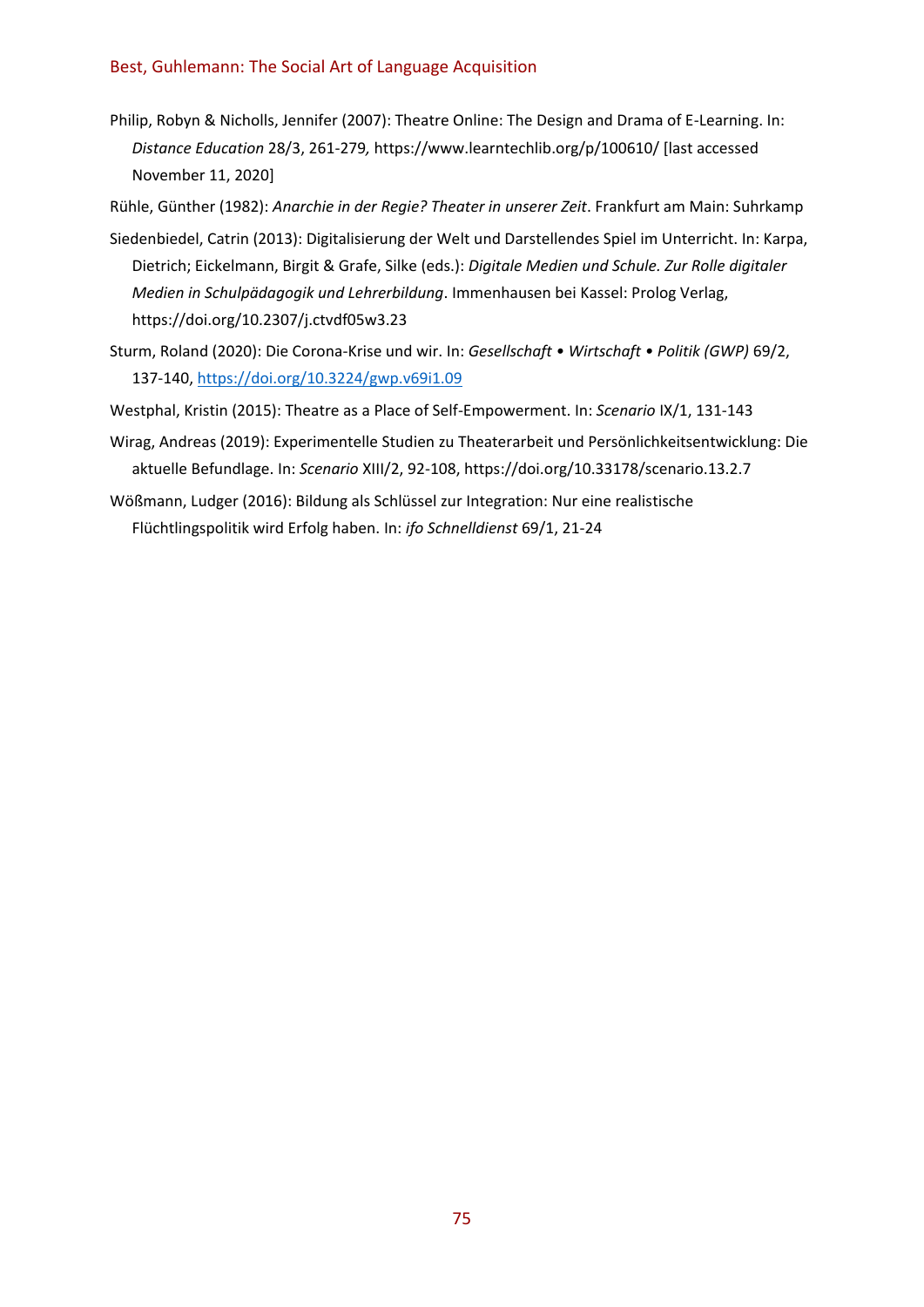Philip, Robyn & Nicholls, Jennifer (2007): Theatre Online: The Design and Drama of E-Learning. In: *Distance Education* 28/3, 261-279, https://www.learntechlib.org/p/100610/ [last accessed November 11, 2020]

Rühle, Günther (1982): *Anarchie in der Regie? Theater in unserer Zeit*. Frankfurt am Main: Suhrkamp

Siedenbiedel, Catrin (2013): Digitalisierung der Welt und Darstellendes Spiel im Unterricht. In: Karpa, Dietrich; Eickelmann, Birgit & Grafe, Silke (eds.): *Digitale Medien und Schule. Zur Rolle digitaler Medien in Schulpädagogik und Lehrerbildung*. Immenhausen bei Kassel: Prolog Verlag, https://doi.org/10.2307/j.ctvdf05w3.23

Sturm, Roland (2020): Die Corona-Krise und wir. In: *Gesellschaft • Wirtschaft • Politik (GWP)* 69/2, 137-140, https://doi.org/10.3224/gwp.v69i1.09

Westphal, Kristin (2015): Theatre as a Place of Self-Empowerment. In: *Scenario* IX/1, 131-143

Wirag, Andreas (2019): Experimentelle Studien zu Theaterarbeit und Persönlichkeitsentwicklung: Die aktuelle Befundlage. In: *Scenario* XIII/2, 92-108, https://doi.org/10.33178/scenario.13.2.7

Wößmann, Ludger (2016): Bildung als Schlüssel zur Integration: Nur eine realistische Flüchtlingspolitik wird Erfolg haben. In: *ifo Schnelldienst* 69/1, 21-24